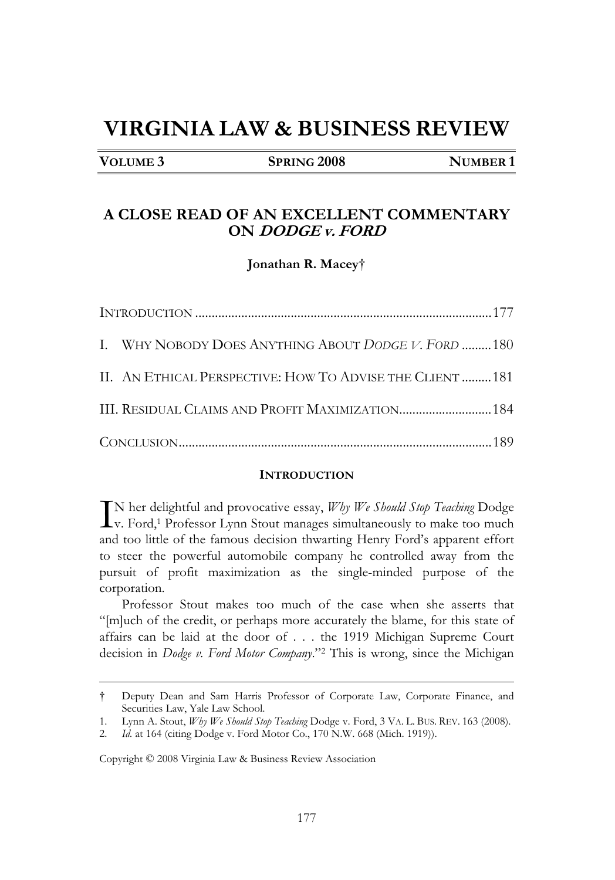# VIRGINIA LAW & BUSINESS REVIEW

**VOLUME 3** **SPRING 2008** **NUMBER 1**

## A CLOSE READ OF AN EXCELLENT COMMENTARY ON *DODGE v. FORD*

**Jonathan R. Macey†**

INTRODUCTION ........................................................................................177

I. WHY NOBODY DOES ANYTHING ABOUT *DODGE V. FORD* .........180

II. AN ETHICAL PERSPECTIVE: HOW TO ADVISE THE CLIENT .........181

III. RESIDUAL CLAIMS AND PROFIT MAXIMIZATION............................184

CONCLUSION.............................................................................................189

### INTRODUCTION

IN her delightful and provocative essay, *Why We Should Stop Teaching* Dodge v. Ford,[1] Professor Lynn Stout manages simultaneously to make too much and too little of the famous decision thwarting Henry Ford's apparent effort to steer the powerful automobile company he controlled away from the pursuit of profit maximization as the single-minded purpose of the corporation.

Professor Stout makes too much of the case when she asserts that "[m]uch of the credit, or perhaps more accurately the blame, for this state of affairs can be laid at the door of . . . the 1919 Michigan Supreme Court decision in *Dodge v. Ford Motor Company*."[2] This is wrong, since the Michigan

---

† Deputy Dean and Sam Harris Professor of Corporate Law, Corporate Finance, and Securities Law, Yale Law School.

1. Lynn A. Stout, *Why We Should Stop Teaching* Dodge v. Ford, 3 VA. L. BUS. REV. 163 (2008).

2. *Id.* at 164 (citing Dodge v. Ford Motor Co., 170 N.W. 668 (Mich. 1919)).

Copyright © 2008 Virginia Law & Business Review Association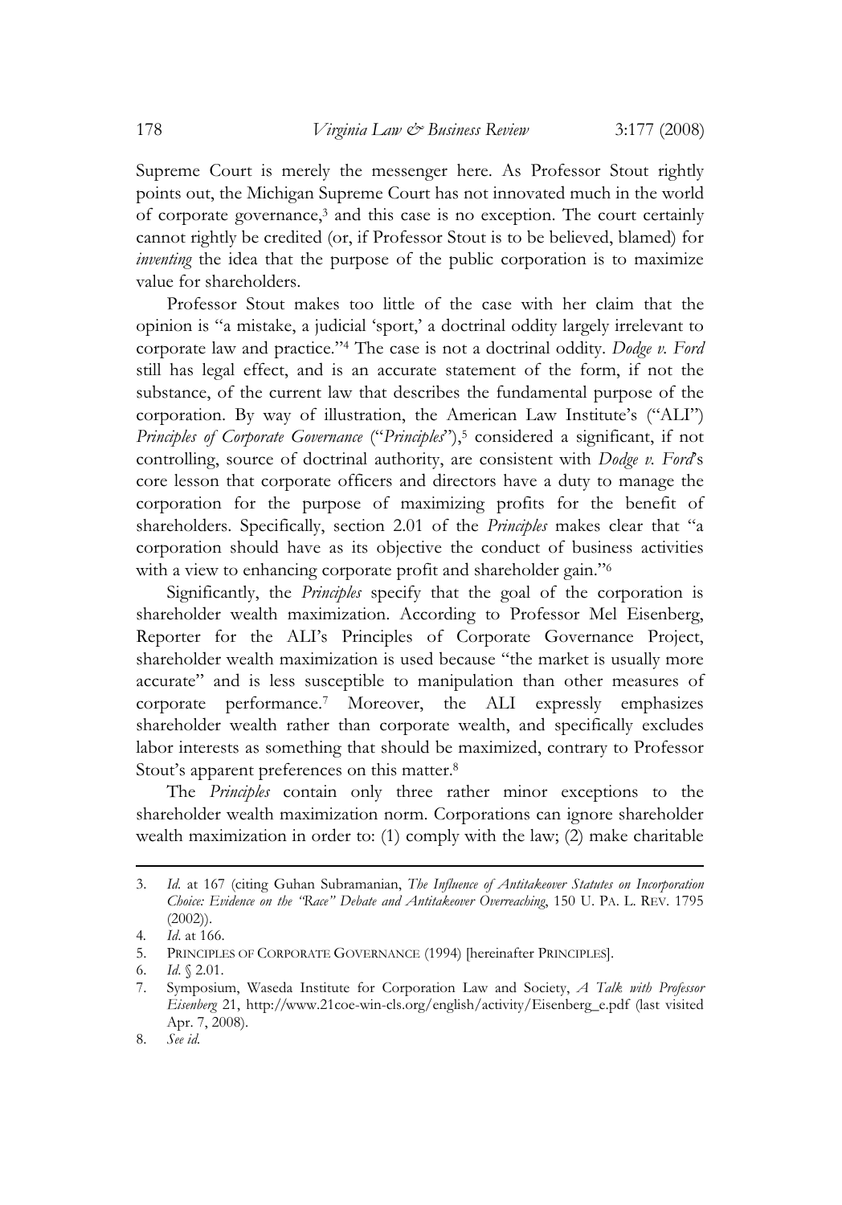Supreme Court is merely the messenger here. As Professor Stout rightly points out, the Michigan Supreme Court has not innovated much in the world of corporate governance,[3] and this case is no exception. The court certainly cannot rightly be credited (or, if Professor Stout is to be believed, blamed) for *inventing* the idea that the purpose of the public corporation is to maximize value for shareholders.

Professor Stout makes too little of the case with her claim that the opinion is "a mistake, a judicial 'sport,' a doctrinal oddity largely irrelevant to corporate law and practice."[4] The case is not a doctrinal oddity. *Dodge v. Ford* still has legal effect, and is an accurate statement of the form, if not the substance, of the current law that describes the fundamental purpose of the corporation. By way of illustration, the American Law Institute's ("ALI") *Principles of Corporate Governance* ("*Principles*"),[5] considered a significant, if not controlling, source of doctrinal authority, are consistent with *Dodge v. Ford*'s core lesson that corporate officers and directors have a duty to manage the corporation for the purpose of maximizing profits for the benefit of shareholders. Specifically, section 2.01 of the *Principles* makes clear that "a corporation should have as its objective the conduct of business activities with a view to enhancing corporate profit and shareholder gain."[6]

Significantly, the *Principles* specify that the goal of the corporation is shareholder wealth maximization. According to Professor Mel Eisenberg, Reporter for the ALI's Principles of Corporate Governance Project, shareholder wealth maximization is used because "the market is usually more accurate" and is less susceptible to manipulation than other measures of corporate performance.[7] Moreover, the ALI expressly emphasizes shareholder wealth rather than corporate wealth, and specifically excludes labor interests as something that should be maximized, contrary to Professor Stout's apparent preferences on this matter.[8]

The *Principles* contain only three rather minor exceptions to the shareholder wealth maximization norm. Corporations can ignore shareholder wealth maximization in order to: (1) comply with the law; (2) make charitable

---

3. *Id.* at 167 (citing Guhan Subramanian, *The Influence of Antitakeover Statutes on Incorporation Choice: Evidence on the "Race" Debate and Antitakeover Overreaching*, 150 U. PA. L. REV. 1795 (2002)).
4. *Id.* at 166.
5. PRINCIPLES OF CORPORATE GOVERNANCE (1994) [hereinafter PRINCIPLES].
6. *Id.* § 2.01.
7. Symposium, Waseda Institute for Corporation Law and Society, *A Talk with Professor Eisenberg* 21, http://www.21coe-win-cls.org/english/activity/Eisenberg_e.pdf (last visited Apr. 7, 2008).
8. *See id.*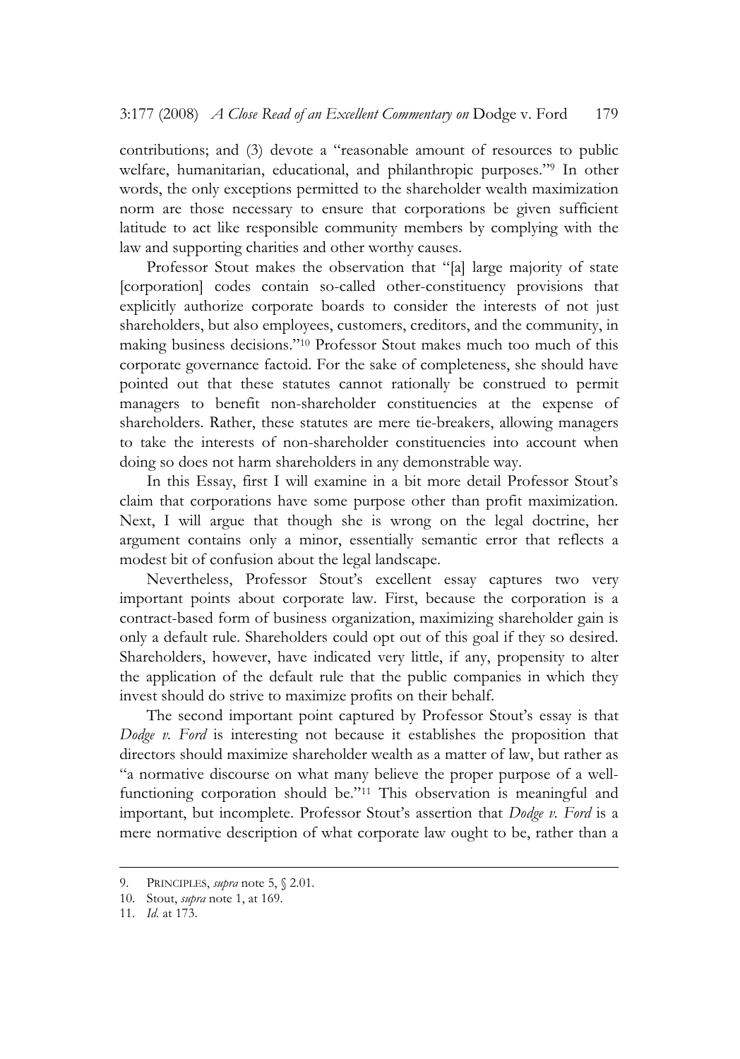contributions; and (3) devote a "reasonable amount of resources to public welfare, humanitarian, educational, and philanthropic purposes."[9] In other words, the only exceptions permitted to the shareholder wealth maximization norm are those necessary to ensure that corporations be given sufficient latitude to act like responsible community members by complying with the law and supporting charities and other worthy causes.

Professor Stout makes the observation that "[a] large majority of state [corporation] codes contain so-called other-constituency provisions that explicitly authorize corporate boards to consider the interests of not just shareholders, but also employees, customers, creditors, and the community, in making business decisions."[10] Professor Stout makes much too much of this corporate governance factoid. For the sake of completeness, she should have pointed out that these statutes cannot rationally be construed to permit managers to benefit non-shareholder constituencies at the expense of shareholders. Rather, these statutes are mere tie-breakers, allowing managers to take the interests of non-shareholder constituencies into account when doing so does not harm shareholders in any demonstrable way.

In this Essay, first I will examine in a bit more detail Professor Stout's claim that corporations have some purpose other than profit maximization. Next, I will argue that though she is wrong on the legal doctrine, her argument contains only a minor, essentially semantic error that reflects a modest bit of confusion about the legal landscape.

Nevertheless, Professor Stout's excellent essay captures two very important points about corporate law. First, because the corporation is a contract-based form of business organization, maximizing shareholder gain is only a default rule. Shareholders could opt out of this goal if they so desired. Shareholders, however, have indicated very little, if any, propensity to alter the application of the default rule that the public companies in which they invest should do strive to maximize profits on their behalf.

The second important point captured by Professor Stout's essay is that *Dodge v. Ford* is interesting not because it establishes the proposition that directors should maximize shareholder wealth as a matter of law, but rather as "a normative discourse on what many believe the proper purpose of a well-functioning corporation should be."[11] This observation is meaningful and important, but incomplete. Professor Stout's assertion that *Dodge v. Ford* is a mere normative description of what corporate law ought to be, rather than a

---

9. PRINCIPLES, *supra* note 5, § 2.01.

10. Stout, *supra* note 1, at 169.

11. *Id.* at 173.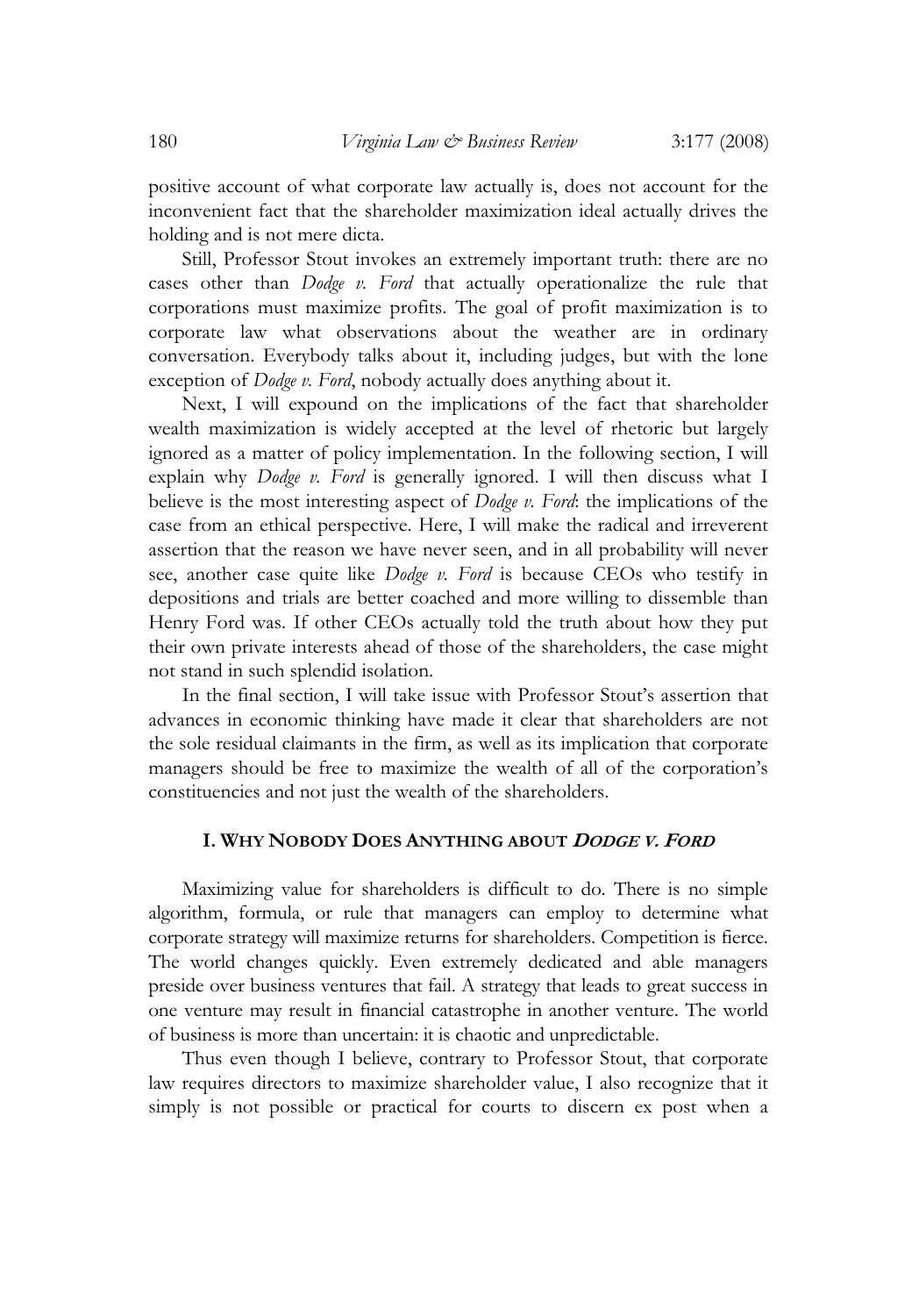positive account of what corporate law actually is, does not account for the inconvenient fact that the shareholder maximization ideal actually drives the holding and is not mere dicta.

Still, Professor Stout invokes an extremely important truth: there are no cases other than *Dodge v. Ford* that actually operationalize the rule that corporations must maximize profits. The goal of profit maximization is to corporate law what observations about the weather are in ordinary conversation. Everybody talks about it, including judges, but with the lone exception of *Dodge v. Ford*, nobody actually does anything about it.

Next, I will expound on the implications of the fact that shareholder wealth maximization is widely accepted at the level of rhetoric but largely ignored as a matter of policy implementation. In the following section, I will explain why *Dodge v. Ford* is generally ignored. I will then discuss what I believe is the most interesting aspect of *Dodge v. Ford*: the implications of the case from an ethical perspective. Here, I will make the radical and irreverent assertion that the reason we have never seen, and in all probability will never see, another case quite like *Dodge v. Ford* is because CEOs who testify in depositions and trials are better coached and more willing to dissemble than Henry Ford was. If other CEOs actually told the truth about how they put their own private interests ahead of those of the shareholders, the case might not stand in such splendid isolation.

In the final section, I will take issue with Professor Stout's assertion that advances in economic thinking have made it clear that shareholders are not the sole residual claimants in the firm, as well as its implication that corporate managers should be free to maximize the wealth of all of the corporation's constituencies and not just the wealth of the shareholders.

## I. WHY NOBODY DOES ANYTHING ABOUT *DODGE V. FORD*

Maximizing value for shareholders is difficult to do. There is no simple algorithm, formula, or rule that managers can employ to determine what corporate strategy will maximize returns for shareholders. Competition is fierce. The world changes quickly. Even extremely dedicated and able managers preside over business ventures that fail. A strategy that leads to great success in one venture may result in financial catastrophe in another venture. The world of business is more than uncertain: it is chaotic and unpredictable.

Thus even though I believe, contrary to Professor Stout, that corporate law requires directors to maximize shareholder value, I also recognize that it simply is not possible or practical for courts to discern ex post when a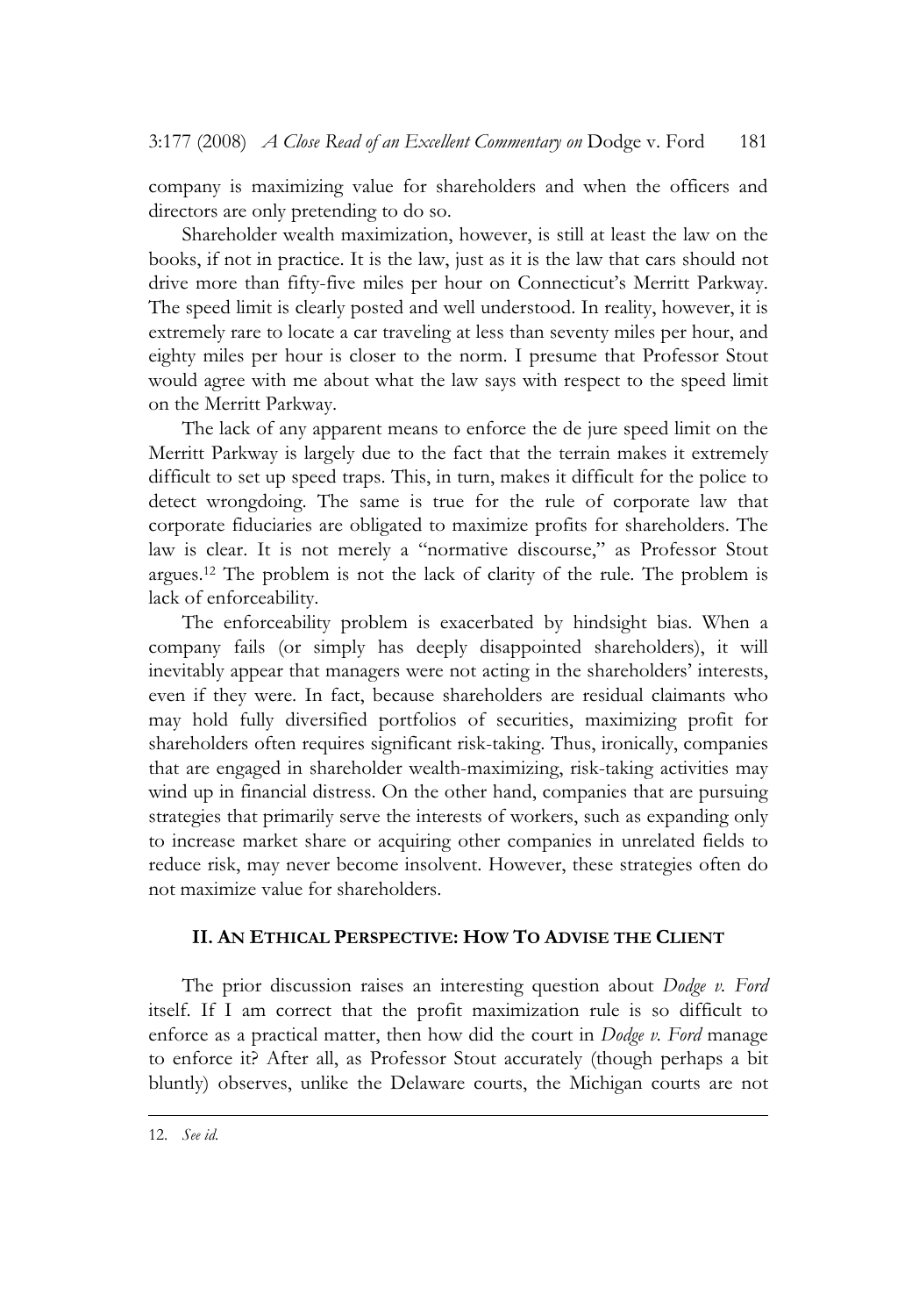company is maximizing value for shareholders and when the officers and directors are only pretending to do so.

Shareholder wealth maximization, however, is still at least the law on the books, if not in practice. It is the law, just as it is the law that cars should not drive more than fifty-five miles per hour on Connecticut's Merritt Parkway. The speed limit is clearly posted and well understood. In reality, however, it is extremely rare to locate a car traveling at less than seventy miles per hour, and eighty miles per hour is closer to the norm. I presume that Professor Stout would agree with me about what the law says with respect to the speed limit on the Merritt Parkway.

The lack of any apparent means to enforce the de jure speed limit on the Merritt Parkway is largely due to the fact that the terrain makes it extremely difficult to set up speed traps. This, in turn, makes it difficult for the police to detect wrongdoing. The same is true for the rule of corporate law that corporate fiduciaries are obligated to maximize profits for shareholders. The law is clear. It is not merely a "normative discourse," as Professor Stout argues.[12] The problem is not the lack of clarity of the rule. The problem is lack of enforceability.

The enforceability problem is exacerbated by hindsight bias. When a company fails (or simply has deeply disappointed shareholders), it will inevitably appear that managers were not acting in the shareholders' interests, even if they were. In fact, because shareholders are residual claimants who may hold fully diversified portfolios of securities, maximizing profit for shareholders often requires significant risk-taking. Thus, ironically, companies that are engaged in shareholder wealth-maximizing, risk-taking activities may wind up in financial distress. On the other hand, companies that are pursuing strategies that primarily serve the interests of workers, such as expanding only to increase market share or acquiring other companies in unrelated fields to reduce risk, may never become insolvent. However, these strategies often do not maximize value for shareholders.

## II. AN ETHICAL PERSPECTIVE: HOW TO ADVISE THE CLIENT

The prior discussion raises an interesting question about *Dodge v. Ford* itself. If I am correct that the profit maximization rule is so difficult to enforce as a practical matter, then how did the court in *Dodge v. Ford* manage to enforce it? After all, as Professor Stout accurately (though perhaps a bit bluntly) observes, unlike the Delaware courts, the Michigan courts are not

---

12. *See id.*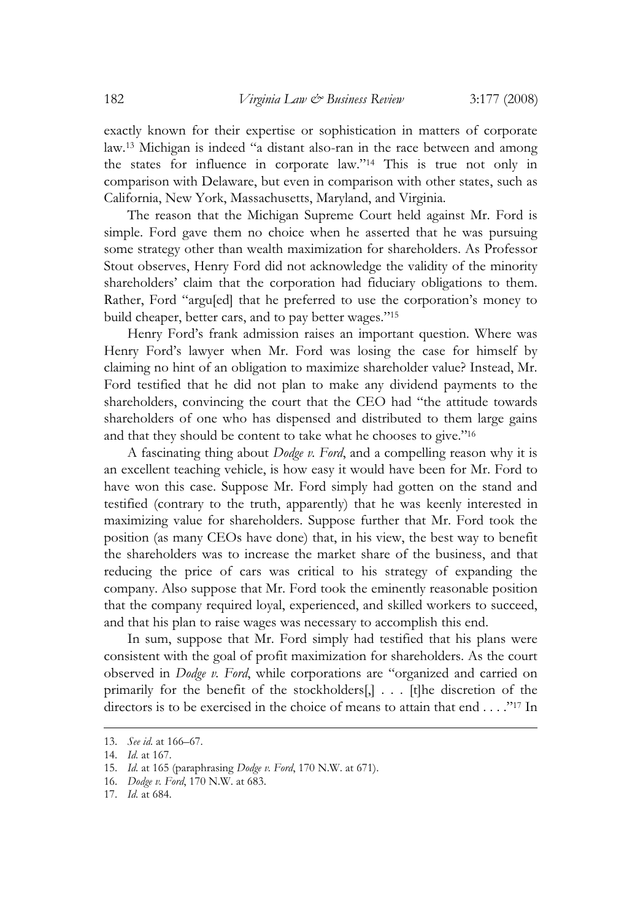exactly known for their expertise or sophistication in matters of corporate law.[13] Michigan is indeed "a distant also-ran in the race between and among the states for influence in corporate law."[14] This is true not only in comparison with Delaware, but even in comparison with other states, such as California, New York, Massachusetts, Maryland, and Virginia.

The reason that the Michigan Supreme Court held against Mr. Ford is simple. Ford gave them no choice when he asserted that he was pursuing some strategy other than wealth maximization for shareholders. As Professor Stout observes, Henry Ford did not acknowledge the validity of the minority shareholders' claim that the corporation had fiduciary obligations to them. Rather, Ford "argu[ed] that he preferred to use the corporation's money to build cheaper, better cars, and to pay better wages."[15]

Henry Ford's frank admission raises an important question. Where was Henry Ford's lawyer when Mr. Ford was losing the case for himself by claiming no hint of an obligation to maximize shareholder value? Instead, Mr. Ford testified that he did not plan to make any dividend payments to the shareholders, convincing the court that the CEO had "the attitude towards shareholders of one who has dispensed and distributed to them large gains and that they should be content to take what he chooses to give."[16]

A fascinating thing about *Dodge v. Ford*, and a compelling reason why it is an excellent teaching vehicle, is how easy it would have been for Mr. Ford to have won this case. Suppose Mr. Ford simply had gotten on the stand and testified (contrary to the truth, apparently) that he was keenly interested in maximizing value for shareholders. Suppose further that Mr. Ford took the position (as many CEOs have done) that, in his view, the best way to benefit the shareholders was to increase the market share of the business, and that reducing the price of cars was critical to his strategy of expanding the company. Also suppose that Mr. Ford took the eminently reasonable position that the company required loyal, experienced, and skilled workers to succeed, and that his plan to raise wages was necessary to accomplish this end.

In sum, suppose that Mr. Ford simply had testified that his plans were consistent with the goal of profit maximization for shareholders. As the court observed in *Dodge v. Ford*, while corporations are "organized and carried on primarily for the benefit of the stockholders[,] . . . [t]he discretion of the directors is to be exercised in the choice of means to attain that end . . . ."[17] In

---

13. *See id.* at 166–67.

14. *Id.* at 167.

15. *Id.* at 165 (paraphrasing *Dodge v. Ford*, 170 N.W. at 671).

16. *Dodge v. Ford*, 170 N.W. at 683.

17. *Id.* at 684.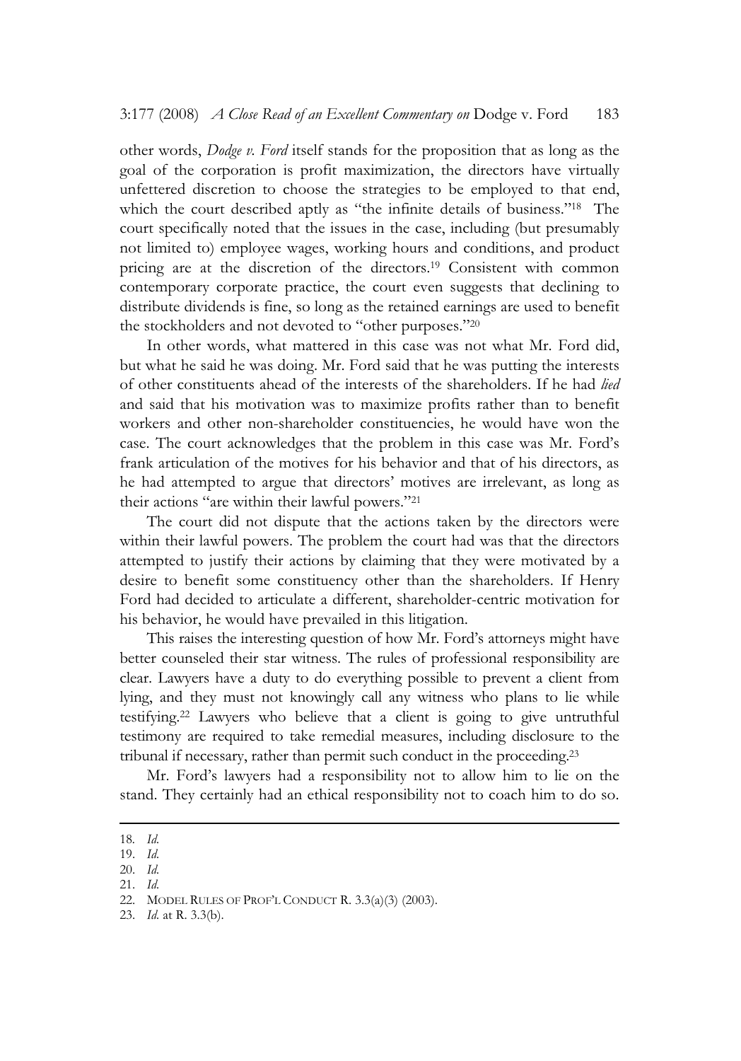other words, *Dodge v. Ford* itself stands for the proposition that as long as the goal of the corporation is profit maximization, the directors have virtually unfettered discretion to choose the strategies to be employed to that end, which the court described aptly as "the infinite details of business."[18] The court specifically noted that the issues in the case, including (but presumably not limited to) employee wages, working hours and conditions, and product pricing are at the discretion of the directors.[19] Consistent with common contemporary corporate practice, the court even suggests that declining to distribute dividends is fine, so long as the retained earnings are used to benefit the stockholders and not devoted to "other purposes."[20]

In other words, what mattered in this case was not what Mr. Ford did, but what he said he was doing. Mr. Ford said that he was putting the interests of other constituents ahead of the interests of the shareholders. If he had *lied* and said that his motivation was to maximize profits rather than to benefit workers and other non-shareholder constituencies, he would have won the case. The court acknowledges that the problem in this case was Mr. Ford's frank articulation of the motives for his behavior and that of his directors, as he had attempted to argue that directors' motives are irrelevant, as long as their actions "are within their lawful powers."[21]

The court did not dispute that the actions taken by the directors were within their lawful powers. The problem the court had was that the directors attempted to justify their actions by claiming that they were motivated by a desire to benefit some constituency other than the shareholders. If Henry Ford had decided to articulate a different, shareholder-centric motivation for his behavior, he would have prevailed in this litigation.

This raises the interesting question of how Mr. Ford's attorneys might have better counseled their star witness. The rules of professional responsibility are clear. Lawyers have a duty to do everything possible to prevent a client from lying, and they must not knowingly call any witness who plans to lie while testifying.[22] Lawyers who believe that a client is going to give untruthful testimony are required to take remedial measures, including disclosure to the tribunal if necessary, rather than permit such conduct in the proceeding.[23]

Mr. Ford's lawyers had a responsibility not to allow him to lie on the stand. They certainly had an ethical responsibility not to coach him to do so.

---

18. *Id.*
19. *Id.*
20. *Id.*
21. *Id.*
22. MODEL RULES OF PROF'L CONDUCT R. 3.3(a)(3) (2003).
23. *Id.* at R. 3.3(b).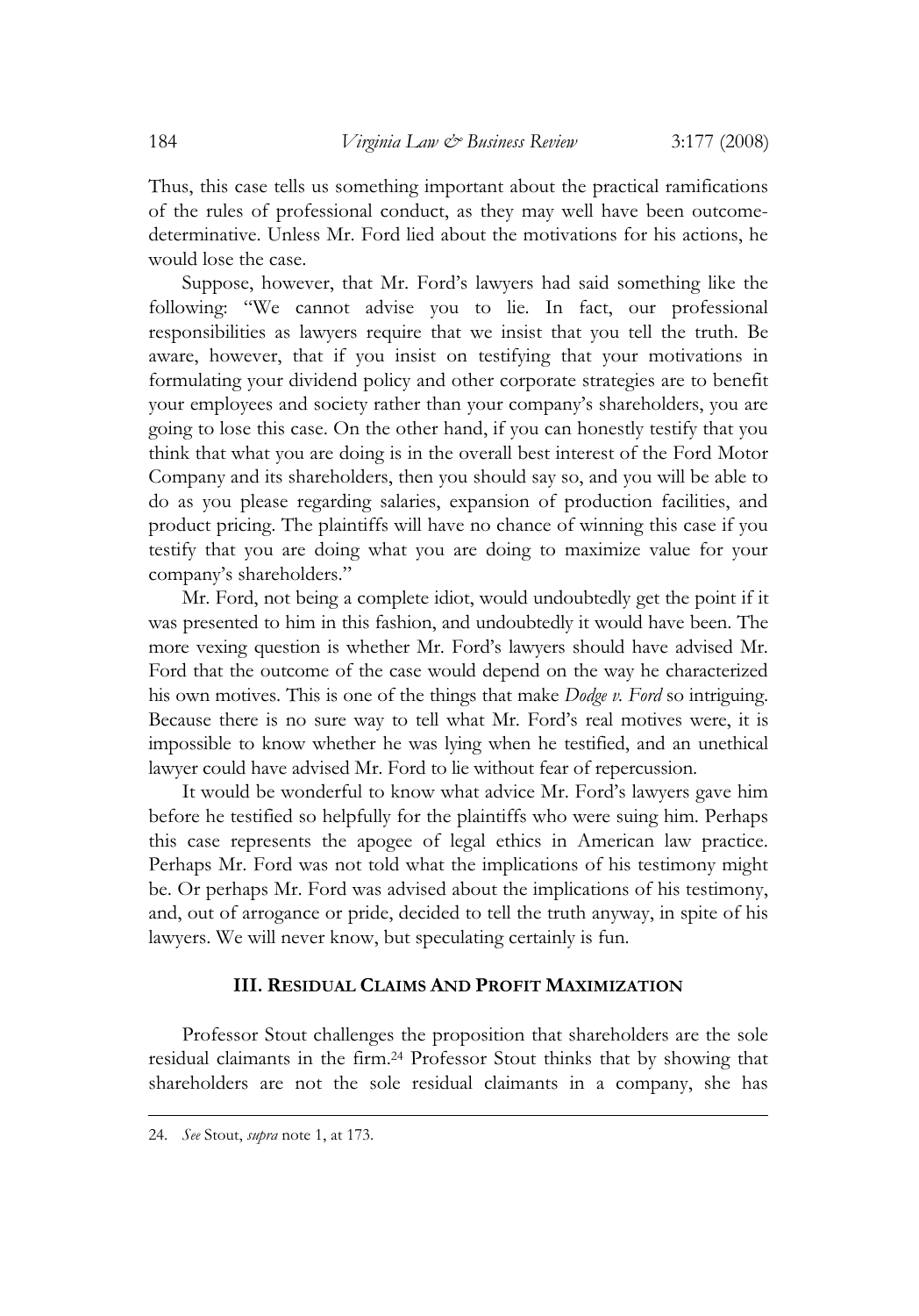Thus, this case tells us something important about the practical ramifications of the rules of professional conduct, as they may well have been outcome-determinative. Unless Mr. Ford lied about the motivations for his actions, he would lose the case.

Suppose, however, that Mr. Ford's lawyers had said something like the following: "We cannot advise you to lie. In fact, our professional responsibilities as lawyers require that we insist that you tell the truth. Be aware, however, that if you insist on testifying that your motivations in formulating your dividend policy and other corporate strategies are to benefit your employees and society rather than your company's shareholders, you are going to lose this case. On the other hand, if you can honestly testify that you think that what you are doing is in the overall best interest of the Ford Motor Company and its shareholders, then you should say so, and you will be able to do as you please regarding salaries, expansion of production facilities, and product pricing. The plaintiffs will have no chance of winning this case if you testify that you are doing what you are doing to maximize value for your company's shareholders."

Mr. Ford, not being a complete idiot, would undoubtedly get the point if it was presented to him in this fashion, and undoubtedly it would have been. The more vexing question is whether Mr. Ford's lawyers should have advised Mr. Ford that the outcome of the case would depend on the way he characterized his own motives. This is one of the things that make *Dodge v. Ford* so intriguing. Because there is no sure way to tell what Mr. Ford's real motives were, it is impossible to know whether he was lying when he testified, and an unethical lawyer could have advised Mr. Ford to lie without fear of repercussion.

It would be wonderful to know what advice Mr. Ford's lawyers gave him before he testified so helpfully for the plaintiffs who were suing him. Perhaps this case represents the apogee of legal ethics in American law practice. Perhaps Mr. Ford was not told what the implications of his testimony might be. Or perhaps Mr. Ford was advised about the implications of his testimony, and, out of arrogance or pride, decided to tell the truth anyway, in spite of his lawyers. We will never know, but speculating certainly is fun.

## III. Residual Claims and Profit Maximization

Professor Stout challenges the proposition that shareholders are the sole residual claimants in the firm.[24] Professor Stout thinks that by showing that shareholders are not the sole residual claimants in a company, she has

---

24. *See* Stout, *supra* note 1, at 173.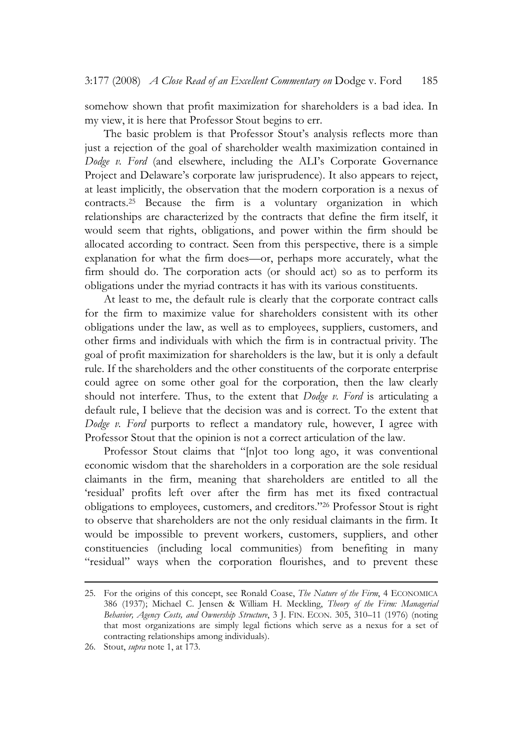somehow shown that profit maximization for shareholders is a bad idea. In my view, it is here that Professor Stout begins to err.

The basic problem is that Professor Stout's analysis reflects more than just a rejection of the goal of shareholder wealth maximization contained in *Dodge v. Ford* (and elsewhere, including the ALI's Corporate Governance Project and Delaware's corporate law jurisprudence). It also appears to reject, at least implicitly, the observation that the modern corporation is a nexus of contracts.[25] Because the firm is a voluntary organization in which relationships are characterized by the contracts that define the firm itself, it would seem that rights, obligations, and power within the firm should be allocated according to contract. Seen from this perspective, there is a simple explanation for what the firm does—or, perhaps more accurately, what the firm should do. The corporation acts (or should act) so as to perform its obligations under the myriad contracts it has with its various constituents.

At least to me, the default rule is clearly that the corporate contract calls for the firm to maximize value for shareholders consistent with its other obligations under the law, as well as to employees, suppliers, customers, and other firms and individuals with which the firm is in contractual privity. The goal of profit maximization for shareholders is the law, but it is only a default rule. If the shareholders and the other constituents of the corporate enterprise could agree on some other goal for the corporation, then the law clearly should not interfere. Thus, to the extent that *Dodge v. Ford* is articulating a default rule, I believe that the decision was and is correct. To the extent that *Dodge v. Ford* purports to reflect a mandatory rule, however, I agree with Professor Stout that the opinion is not a correct articulation of the law.

Professor Stout claims that "[n]ot too long ago, it was conventional economic wisdom that the shareholders in a corporation are the sole residual claimants in the firm, meaning that shareholders are entitled to all the 'residual' profits left over after the firm has met its fixed contractual obligations to employees, customers, and creditors."[26] Professor Stout is right to observe that shareholders are not the only residual claimants in the firm. It would be impossible to prevent workers, customers, suppliers, and other constituencies (including local communities) from benefiting in many "residual" ways when the corporation flourishes, and to prevent these

---

25. For the origins of this concept, see Ronald Coase, *The Nature of the Firm*, 4 ECONOMICA 386 (1937); Michael C. Jensen & William H. Meckling, *Theory of the Firm: Managerial Behavior, Agency Costs, and Ownership Structure*, 3 J. FIN. ECON. 305, 310–11 (1976) (noting that most organizations are simply legal fictions which serve as a nexus for a set of contracting relationships among individuals).

26. Stout, *supra* note 1, at 173.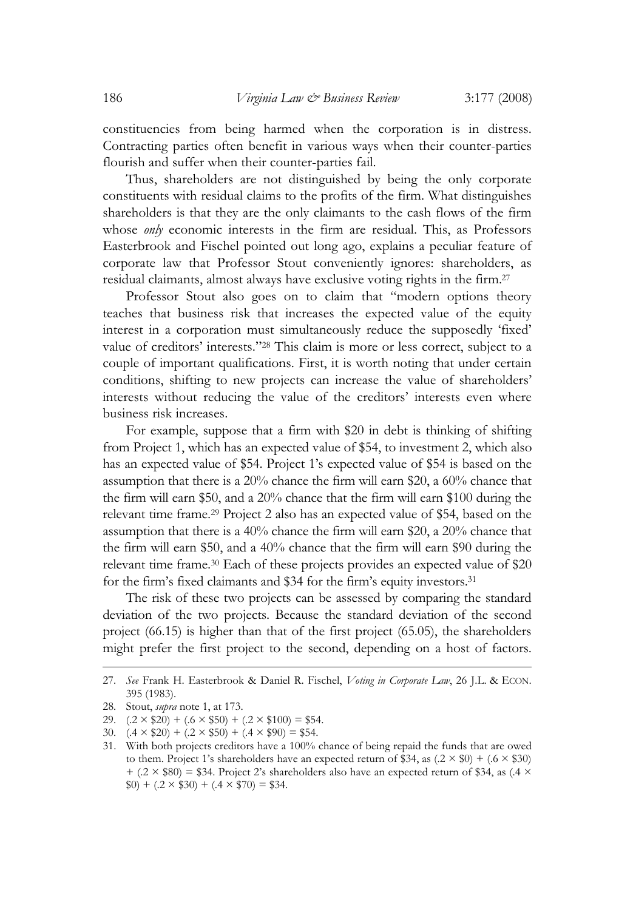constituencies from being harmed when the corporation is in distress. Contracting parties often benefit in various ways when their counter-parties flourish and suffer when their counter-parties fail.

Thus, shareholders are not distinguished by being the only corporate constituents with residual claims to the profits of the firm. What distinguishes shareholders is that they are the only claimants to the cash flows of the firm whose *only* economic interests in the firm are residual. This, as Professors Easterbrook and Fischel pointed out long ago, explains a peculiar feature of corporate law that Professor Stout conveniently ignores: shareholders, as residual claimants, almost always have exclusive voting rights in the firm.[27]

Professor Stout also goes on to claim that "modern options theory teaches that business risk that increases the expected value of the equity interest in a corporation must simultaneously reduce the supposedly 'fixed' value of creditors' interests."[28] This claim is more or less correct, subject to a couple of important qualifications. First, it is worth noting that under certain conditions, shifting to new projects can increase the value of shareholders' interests without reducing the value of the creditors' interests even where business risk increases.

For example, suppose that a firm with \$20 in debt is thinking of shifting from Project 1, which has an expected value of \$54, to investment 2, which also has an expected value of \$54. Project 1's expected value of \$54 is based on the assumption that there is a 20% chance the firm will earn \$20, a 60% chance that the firm will earn \$50, and a 20% chance that the firm will earn \$100 during the relevant time frame.[29] Project 2 also has an expected value of \$54, based on the assumption that there is a 40% chance the firm will earn \$20, a 20% chance that the firm will earn \$50, and a 40% chance that the firm will earn \$90 during the relevant time frame.[30] Each of these projects provides an expected value of \$20 for the firm's fixed claimants and \$34 for the firm's equity investors.[31]

The risk of these two projects can be assessed by comparing the standard deviation of the two projects. Because the standard deviation of the second project (66.15) is higher than that of the first project (65.05), the shareholders might prefer the first project to the second, depending on a host of factors.

---

27. *See* Frank H. Easterbrook & Daniel R. Fischel, *Voting in Corporate Law*, 26 J.L. & ECON. 395 (1983).

28. Stout, *supra* note 1, at 173.

29. (.2 × \$20) + (.6 × \$50) + (.2 × \$100) = \$54.

30. (.4 × \$20) + (.2 × \$50) + (.4 × \$90) = \$54.

31. With both projects creditors have a 100% chance of being repaid the funds that are owed to them. Project 1's shareholders have an expected return of \$34, as (.2 × \$0) + (.6 × \$30) + (.2 × \$80) = \$34. Project 2's shareholders also have an expected return of \$34, as (.4 × \$0) + (.2 × \$30) + (.4 × \$70) = \$34.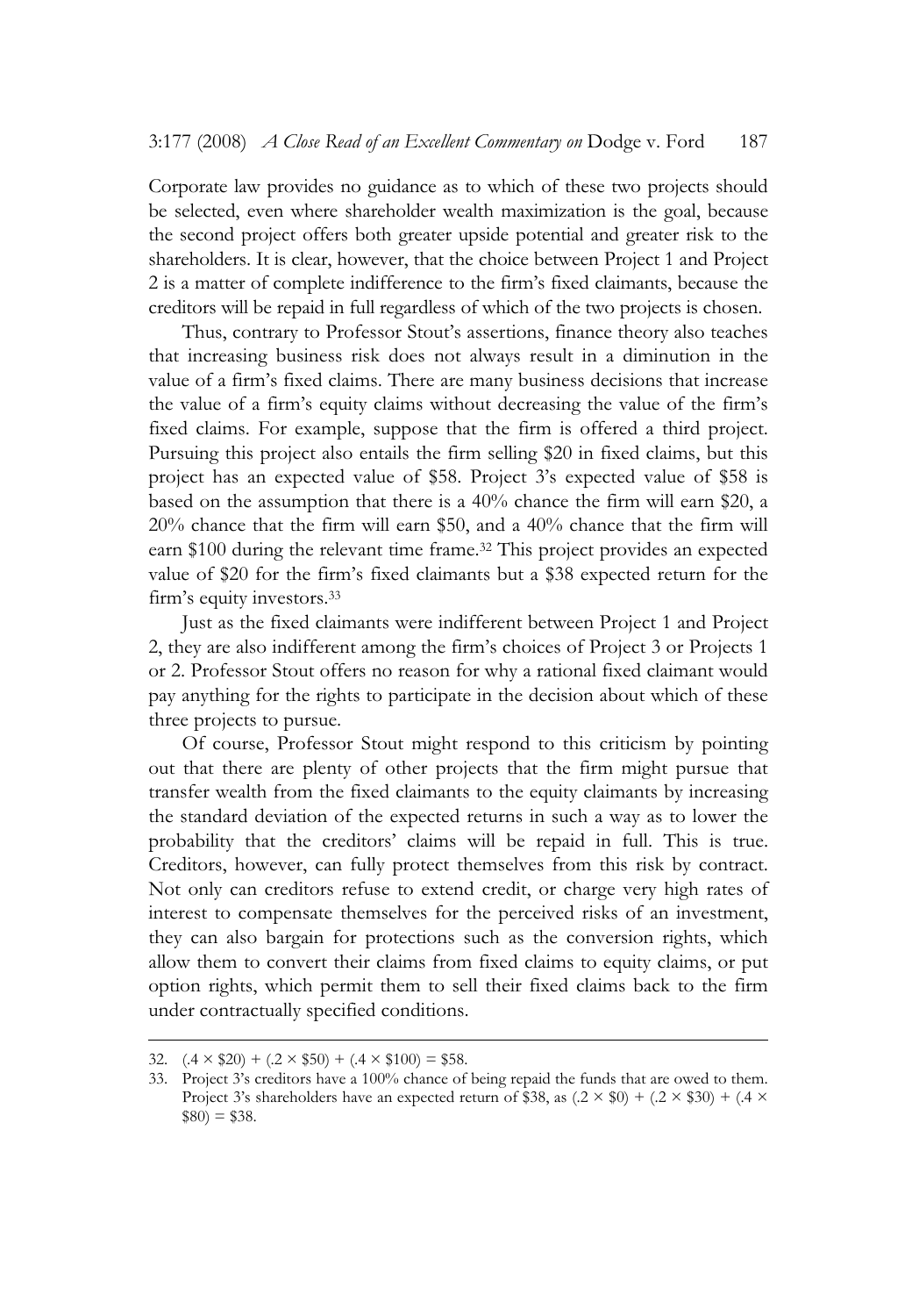Corporate law provides no guidance as to which of these two projects should be selected, even where shareholder wealth maximization is the goal, because the second project offers both greater upside potential and greater risk to the shareholders. It is clear, however, that the choice between Project 1 and Project 2 is a matter of complete indifference to the firm's fixed claimants, because the creditors will be repaid in full regardless of which of the two projects is chosen.

Thus, contrary to Professor Stout's assertions, finance theory also teaches that increasing business risk does not always result in a diminution in the value of a firm's fixed claims. There are many business decisions that increase the value of a firm's equity claims without decreasing the value of the firm's fixed claims. For example, suppose that the firm is offered a third project. Pursuing this project also entails the firm selling $20 in fixed claims, but this project has an expected value of $58. Project 3's expected value of $58 is based on the assumption that there is a 40% chance the firm will earn $20, a 20% chance that the firm will earn $50, and a 40% chance that the firm will earn $100 during the relevant time frame.[32] This project provides an expected value of $20 for the firm's fixed claimants but a $38 expected return for the firm's equity investors.[33]

Just as the fixed claimants were indifferent between Project 1 and Project 2, they are also indifferent among the firm's choices of Project 3 or Projects 1 or 2. Professor Stout offers no reason for why a rational fixed claimant would pay anything for the rights to participate in the decision about which of these three projects to pursue.

Of course, Professor Stout might respond to this criticism by pointing out that there are plenty of other projects that the firm might pursue that transfer wealth from the fixed claimants to the equity claimants by increasing the standard deviation of the expected returns in such a way as to lower the probability that the creditors' claims will be repaid in full. This is true. Creditors, however, can fully protect themselves from this risk by contract. Not only can creditors refuse to extend credit, or charge very high rates of interest to compensate themselves for the perceived risks of an investment, they can also bargain for protections such as the conversion rights, which allow them to convert their claims from fixed claims to equity claims, or put option rights, which permit them to sell their fixed claims back to the firm under contractually specified conditions.

---

32. (.4 × $20) + (.2 × $50) + (.4 × $100) = $58.

33. Project 3's creditors have a 100% chance of being repaid the funds that are owed to them. Project 3's shareholders have an expected return of $38, as (.2 × $0) + (.2 × $30) + (.4 × $80) = $38.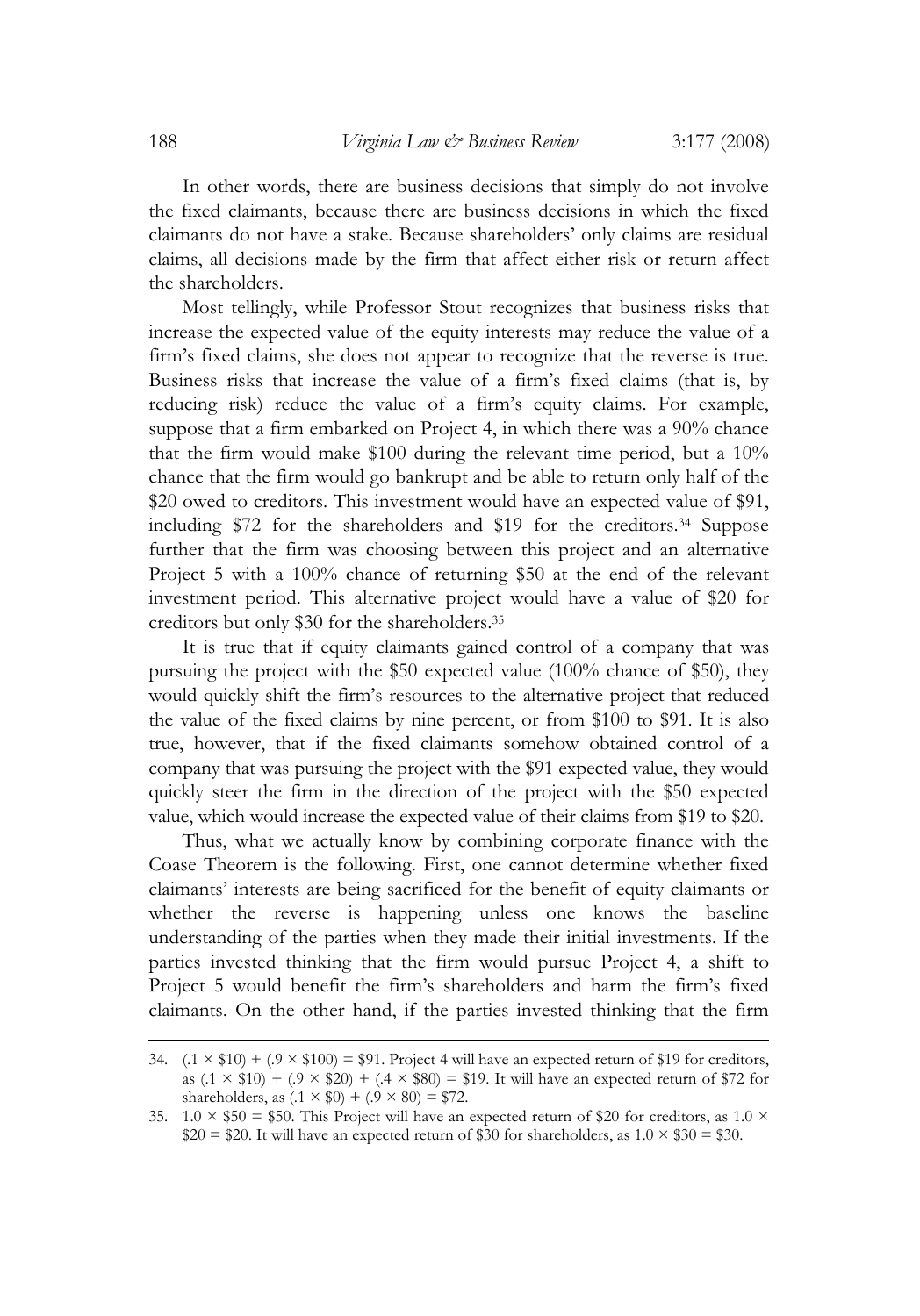In other words, there are business decisions that simply do not involve the fixed claimants, because there are business decisions in which the fixed claimants do not have a stake. Because shareholders' only claims are residual claims, all decisions made by the firm that affect either risk or return affect the shareholders.

Most tellingly, while Professor Stout recognizes that business risks that increase the expected value of the equity interests may reduce the value of a firm's fixed claims, she does not appear to recognize that the reverse is true. Business risks that increase the value of a firm's fixed claims (that is, by reducing risk) reduce the value of a firm's equity claims. For example, suppose that a firm embarked on Project 4, in which there was a 90% chance that the firm would make $100 during the relevant time period, but a 10% chance that the firm would go bankrupt and be able to return only half of the $20 owed to creditors. This investment would have an expected value of $91, including $72 for the shareholders and $19 for the creditors.[34] Suppose further that the firm was choosing between this project and an alternative Project 5 with a 100% chance of returning $50 at the end of the relevant investment period. This alternative project would have a value of $20 for creditors but only $30 for the shareholders.[35]

It is true that if equity claimants gained control of a company that was pursuing the project with the $50 expected value (100% chance of $50), they would quickly shift the firm's resources to the alternative project that reduced the value of the fixed claims by nine percent, or from $100 to $91. It is also true, however, that if the fixed claimants somehow obtained control of a company that was pursuing the project with the $91 expected value, they would quickly steer the firm in the direction of the project with the $50 expected value, which would increase the expected value of their claims from $19 to $20.

Thus, what we actually know by combining corporate finance with the Coase Theorem is the following. First, one cannot determine whether fixed claimants' interests are being sacrificed for the benefit of equity claimants or whether the reverse is happening unless one knows the baseline understanding of the parties when they made their initial investments. If the parties invested thinking that the firm would pursue Project 4, a shift to Project 5 would benefit the firm's shareholders and harm the firm's fixed claimants. On the other hand, if the parties invested thinking that the firm

---

34. $(.1 \times \$10) + (.9 \times \$100) = \$91$. Project 4 will have an expected return of $19 for creditors, as $(.1 \times \$10) + (.9 \times \$20) + (.4 \times \$80) = \$19$. It will have an expected return of $72 for shareholders, as $(.1 \times \$0) + (.9 \times 80) = \$72$.

35. $1.0 \times \$50 = \$50$. This Project will have an expected return of $20 for creditors, as $1.0 \times \$20 = \$20$. It will have an expected return of $30 for shareholders, as $1.0 \times \$30 = \$30$.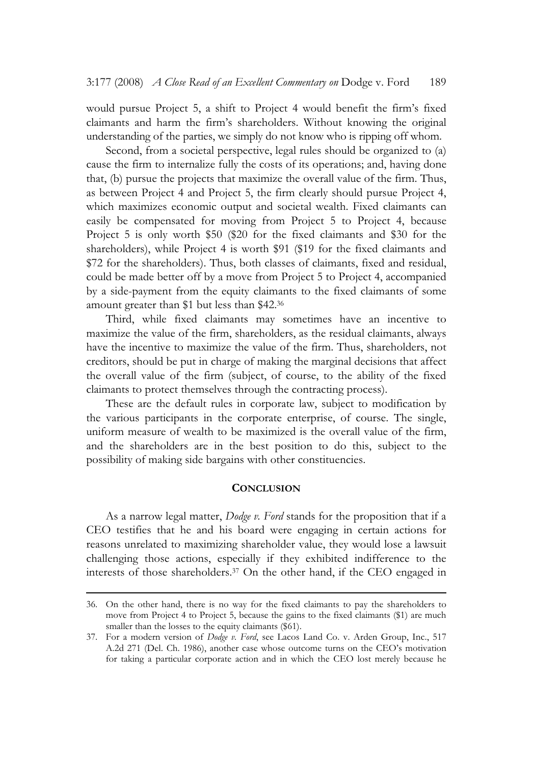would pursue Project 5, a shift to Project 4 would benefit the firm's fixed claimants and harm the firm's shareholders. Without knowing the original understanding of the parties, we simply do not know who is ripping off whom.

Second, from a societal perspective, legal rules should be organized to (a) cause the firm to internalize fully the costs of its operations; and, having done that, (b) pursue the projects that maximize the overall value of the firm. Thus, as between Project 4 and Project 5, the firm clearly should pursue Project 4, which maximizes economic output and societal wealth. Fixed claimants can easily be compensated for moving from Project 5 to Project 4, because Project 5 is only worth $50 ($20 for the fixed claimants and $30 for the shareholders), while Project 4 is worth $91 ($19 for the fixed claimants and $72 for the shareholders). Thus, both classes of claimants, fixed and residual, could be made better off by a move from Project 5 to Project 4, accompanied by a side-payment from the equity claimants to the fixed claimants of some amount greater than $1 but less than $42.[36]

Third, while fixed claimants may sometimes have an incentive to maximize the value of the firm, shareholders, as the residual claimants, always have the incentive to maximize the value of the firm. Thus, shareholders, not creditors, should be put in charge of making the marginal decisions that affect the overall value of the firm (subject, of course, to the ability of the fixed claimants to protect themselves through the contracting process).

These are the default rules in corporate law, subject to modification by the various participants in the corporate enterprise, of course. The single, uniform measure of wealth to be maximized is the overall value of the firm, and the shareholders are in the best position to do this, subject to the possibility of making side bargains with other constituencies.

## CONCLUSION

As a narrow legal matter, *Dodge v. Ford* stands for the proposition that if a CEO testifies that he and his board were engaging in certain actions for reasons unrelated to maximizing shareholder value, they would lose a lawsuit challenging those actions, especially if they exhibited indifference to the interests of those shareholders.[37] On the other hand, if the CEO engaged in

---

36. On the other hand, there is no way for the fixed claimants to pay the shareholders to move from Project 4 to Project 5, because the gains to the fixed claimants ($1) are much smaller than the losses to the equity claimants ($61).

37. For a modern version of *Dodge v. Ford*, see Lacos Land Co. v. Arden Group, Inc., 517 A.2d 271 (Del. Ch. 1986), another case whose outcome turns on the CEO's motivation for taking a particular corporate action and in which the CEO lost merely because he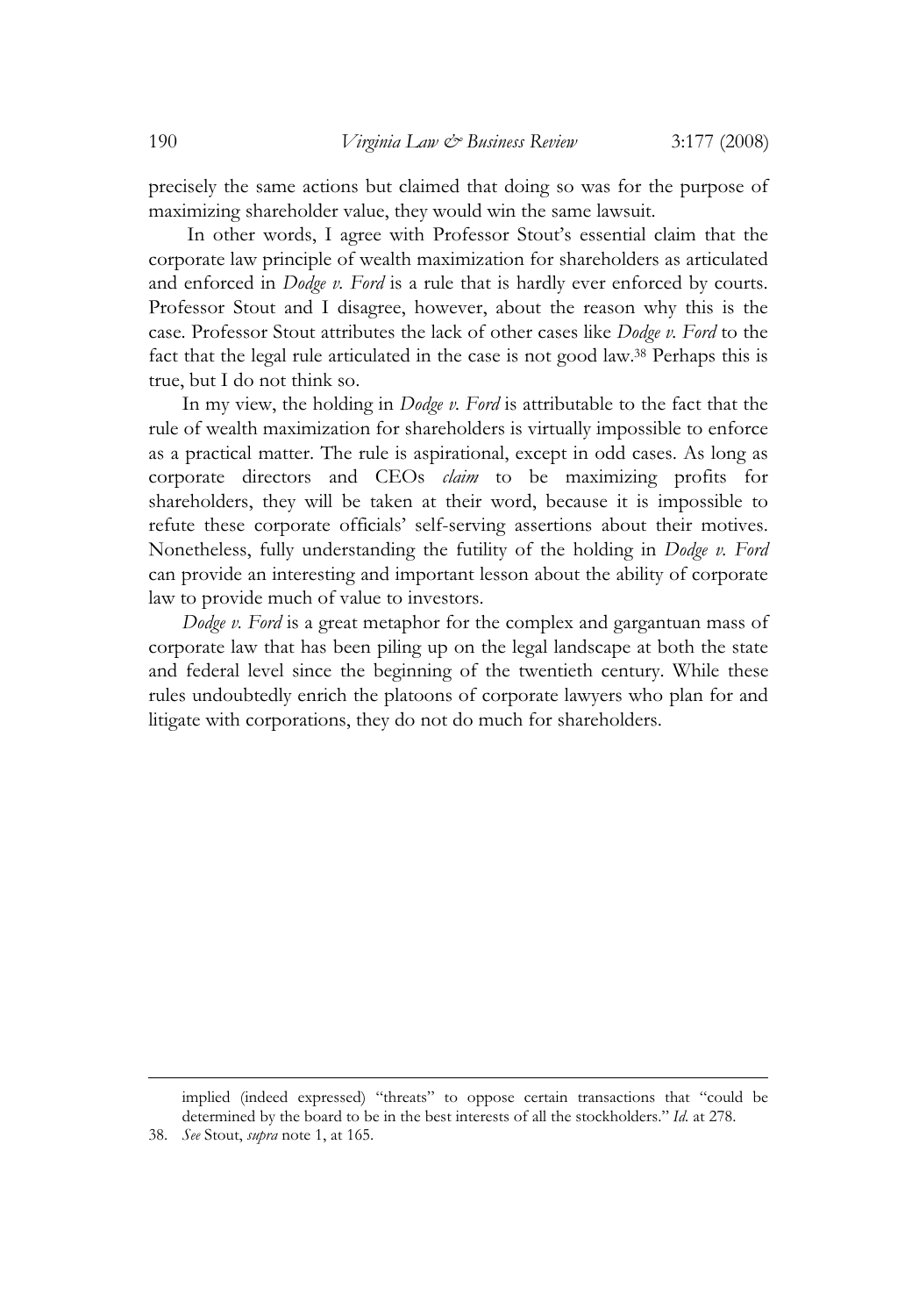precisely the same actions but claimed that doing so was for the purpose of maximizing shareholder value, they would win the same lawsuit.

In other words, I agree with Professor Stout's essential claim that the corporate law principle of wealth maximization for shareholders as articulated and enforced in *Dodge v. Ford* is a rule that is hardly ever enforced by courts. Professor Stout and I disagree, however, about the reason why this is the case. Professor Stout attributes the lack of other cases like *Dodge v. Ford* to the fact that the legal rule articulated in the case is not good law.[38] Perhaps this is true, but I do not think so.

In my view, the holding in *Dodge v. Ford* is attributable to the fact that the rule of wealth maximization for shareholders is virtually impossible to enforce as a practical matter. The rule is aspirational, except in odd cases. As long as corporate directors and CEOs *claim* to be maximizing profits for shareholders, they will be taken at their word, because it is impossible to refute these corporate officials' self-serving assertions about their motives. Nonetheless, fully understanding the futility of the holding in *Dodge v. Ford* can provide an interesting and important lesson about the ability of corporate law to provide much of value to investors.

*Dodge v. Ford* is a great metaphor for the complex and gargantuan mass of corporate law that has been piling up on the legal landscape at both the state and federal level since the beginning of the twentieth century. While these rules undoubtedly enrich the platoons of corporate lawyers who plan for and litigate with corporations, they do not do much for shareholders.

---

implied (indeed expressed) "threats" to oppose certain transactions that "could be determined by the board to be in the best interests of all the stockholders." *Id.* at 278.

38. *See* Stout, *supra* note 1, at 165.